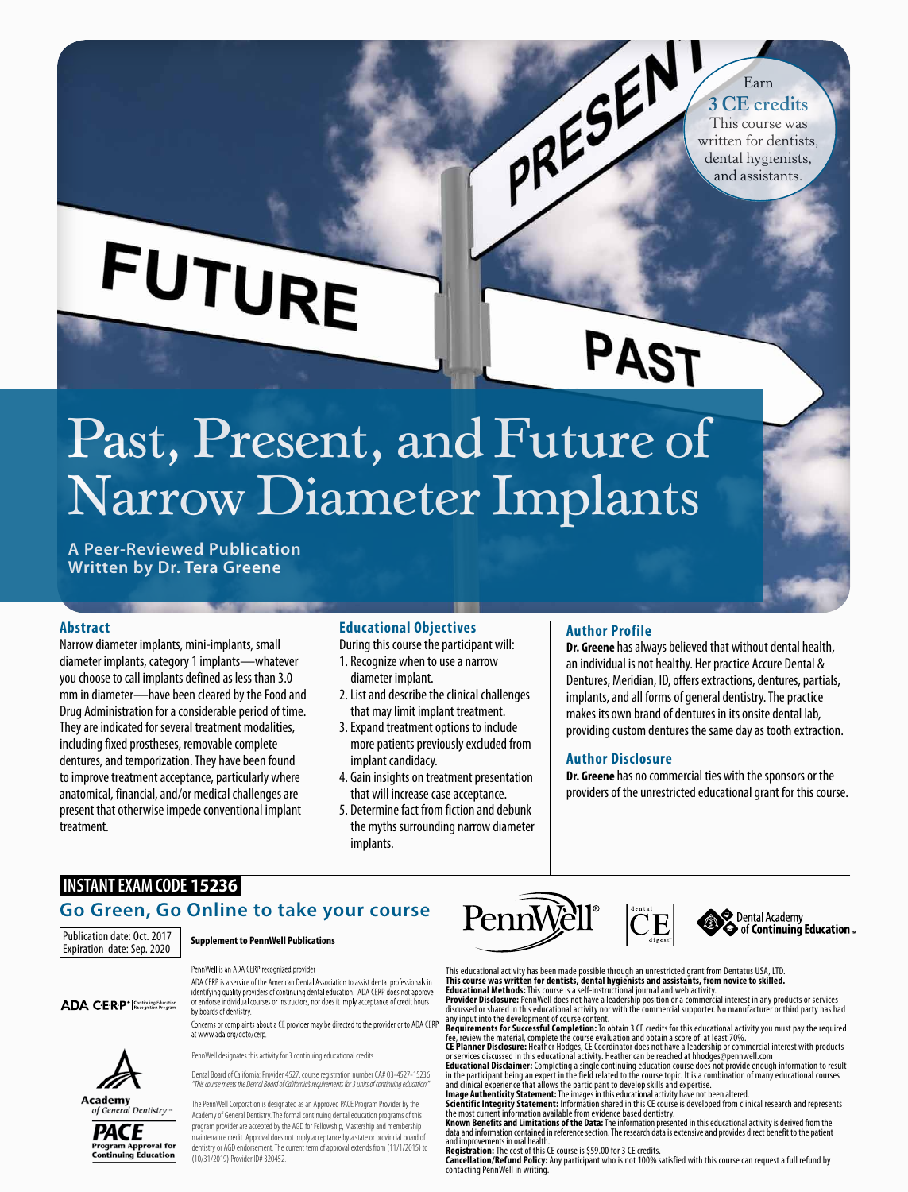Earn
**3 CE credits**
This course was written for dentists, dental hygienists, and assistants.

# Past, Present, and Future of Narrow Diameter Implants

**A Peer-Reviewed Publication**
**Written by Dr. Tera Greene**

## Abstract

Narrow diameter implants, mini-implants, small diameter implants, category 1 implants—whatever you choose to call implants defined as less than 3.0 mm in diameter—have been cleared by the Food and Drug Administration for a considerable period of time. They are indicated for several treatment modalities, including fixed prostheses, removable complete dentures, and temporization. They have been found to improve treatment acceptance, particularly where anatomical, financial, and/or medical challenges are present that otherwise impede conventional implant treatment.

## Educational Objectives

During this course the participant will:

1. Recognize when to use a narrow diameter implant.
2. List and describe the clinical challenges that may limit implant treatment.
3. Expand treatment options to include more patients previously excluded from implant candidacy.
4. Gain insights on treatment presentation that will increase case acceptance.
5. Determine fact from fiction and debunk the myths surrounding narrow diameter implants.

## Author Profile

**Dr. Greene** has always believed that without dental health, an individual is not healthy. Her practice Accure Dental & Dentures, Meridian, ID, offers extractions, dentures, partials, implants, and all forms of general dentistry. The practice makes its own brand of dentures in its onsite dental lab, providing custom dentures the same day as tooth extraction.

## Author Disclosure

**Dr. Greene** has no commercial ties with the sponsors or the providers of the unrestricted educational grant for this course.

**INSTANT EXAM CODE 15236**

**Go Green, Go Online to take your course**

Publication date: Oct. 2017
Expiration date: Sep. 2020

**Supplement to PennWell Publications**

PennWell is an ADA CERP recognized provider

ADA CERP is a service of the American Dental Association to assist dental professionals in identifying quality providers of continuing dental education. ADA CERP does not approve or endorse individual courses or instructors, nor does it imply acceptance of credit hours by boards of dentistry.

Concerns or complaints about a CE provider may be directed to the provider or to ADA CERP at www.ada.org/goto/cerp.

PennWell designates this activity for 3 continuing educational credits.

Dental Board of California: Provider 4527, course registration number CA# 03-4527-15236
*"This course meets the Dental Board of California's requirements for 3 units of continuing education."*

The PennWell Corporation is designated as an Approved PACE Program Provider by the Academy of General Dentistry. The formal continuing dental education programs of this program provider are accepted by the AGD for Fellowship, Mastership and membership maintenance credit. Approval does not imply acceptance by a state or provincial board of dentistry or AGD endorsement. The current term of approval extends from (11/1/2015) to (10/31/2019) Provider ID# 320452.

This educational activity has been made possible through an unrestricted grant from Dentatus USA, LTD.
**This course was written for dentists, dental hygienists and assistants, from novice to skilled.**
**Educational Methods:** This course is a self-instructional journal and web activity.
**Provider Disclosure:** PennWell does not have a leadership position or a commercial interest in any products or services discussed or shared in this educational activity nor with the commercial supporter. No manufacturer or third party has had any input into the development of course content.
**Requirements for Successful Completion:** To obtain 3 CE credits for this educational activity you must pay the required fee, review the material, complete the course evaluation and obtain a score of at least 70%.
**CE Planner Disclosure:** Heather Hodges, CE Coordinator does not have a leadership or commercial interest with products or services discussed in this educational activity. Heather can be reached at hhodges@pennwell.com
**Educational Disclaimer:** Completing a single continuing education course does not provide enough information to result in the participant being an expert in the field related to the course topic. It is a combination of many educational courses and clinical experience that allows the participant to develop skills and expertise.
**Image Authenticity Statement:** The images in this educational activity have not been altered.
**Scientific Integrity Statement:** Information shared in this CE course is developed from clinical research and represents the most current information available from evidence based dentistry.
**Known Benefits and Limitations of the Data:** The information presented in this educational activity is derived from the data and information contained in reference section. The research data is extensive and provides direct benefit to the patient and improvements in oral health.
**Registration:** The cost of this CE course is $59.00 for 3 CE credits.
**Cancellation/Refund Policy:** Any participant who is not 100% satisfied with this course can request a full refund by contacting PennWell in writing.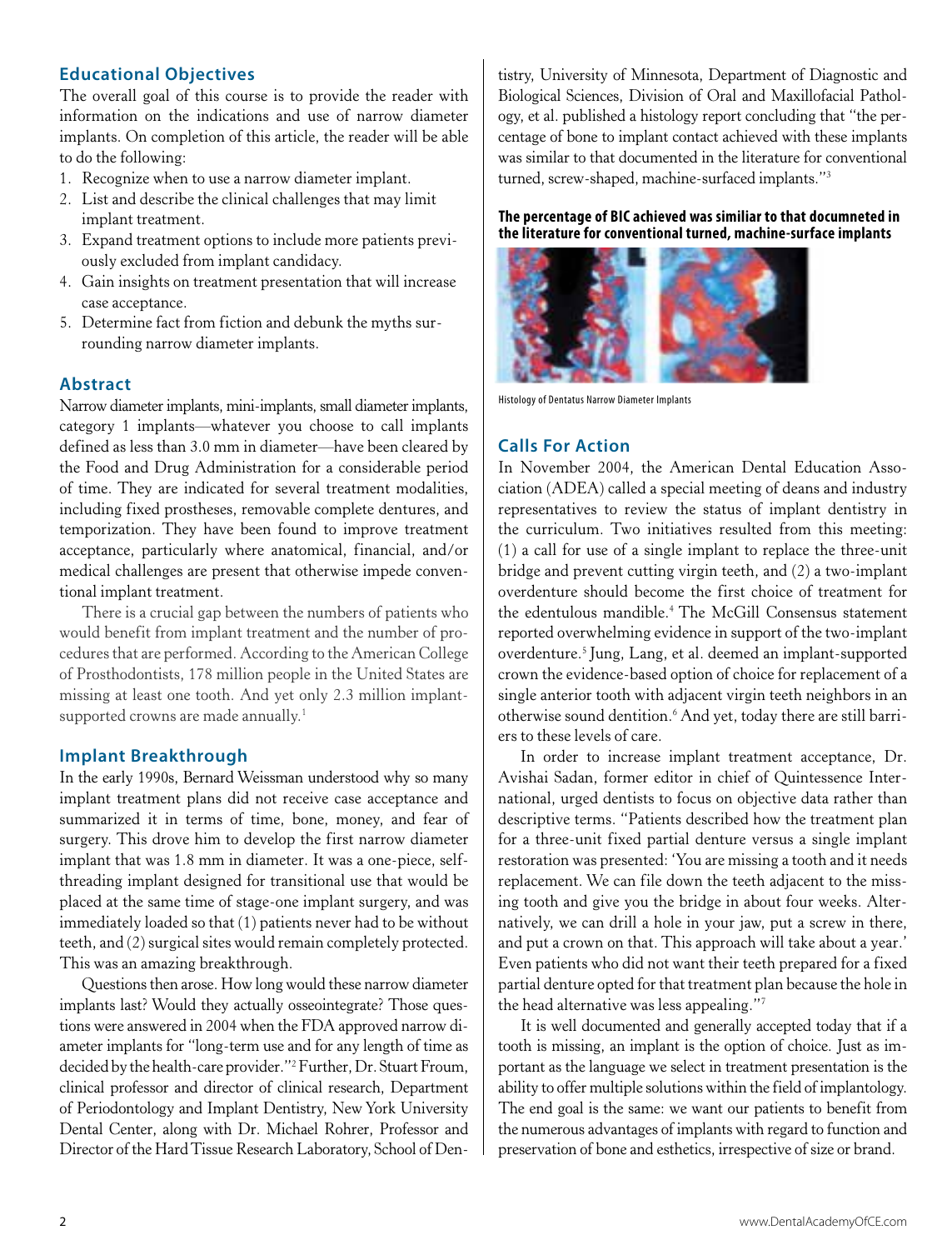## Educational Objectives

The overall goal of this course is to provide the reader with information on the indications and use of narrow diameter implants. On completion of this article, the reader will be able to do the following:

1. Recognize when to use a narrow diameter implant.
2. List and describe the clinical challenges that may limit implant treatment.
3. Expand treatment options to include more patients previously excluded from implant candidacy.
4. Gain insights on treatment presentation that will increase case acceptance.
5. Determine fact from fiction and debunk the myths surrounding narrow diameter implants.

## Abstract

Narrow diameter implants, mini-implants, small diameter implants, category 1 implants—whatever you choose to call implants defined as less than 3.0 mm in diameter—have been cleared by the Food and Drug Administration for a considerable period of time. They are indicated for several treatment modalities, including fixed prostheses, removable complete dentures, and temporization. They have been found to improve treatment acceptance, particularly where anatomical, financial, and/or medical challenges are present that otherwise impede conventional implant treatment.

There is a crucial gap between the numbers of patients who would benefit from implant treatment and the number of procedures that are performed. According to the American College of Prosthodontists, 178 million people in the United States are missing at least one tooth. And yet only 2.3 million implant-supported crowns are made annually.[1]

## Implant Breakthrough

In the early 1990s, Bernard Weissman understood why so many implant treatment plans did not receive case acceptance and summarized it in terms of time, bone, money, and fear of surgery. This drove him to develop the first narrow diameter implant that was 1.8 mm in diameter. It was a one-piece, self-threading implant designed for transitional use that would be placed at the same time of stage-one implant surgery, and was immediately loaded so that (1) patients never had to be without teeth, and (2) surgical sites would remain completely protected. This was an amazing breakthrough.

Questions then arose. How long would these narrow diameter implants last? Would they actually osseointegrate? Those questions were answered in 2004 when the FDA approved narrow diameter implants for "long-term use and for any length of time as decided by the health-care provider."[2] Further, Dr. Stuart Froum, clinical professor and director of clinical research, Department of Periodontology and Implant Dentistry, New York University Dental Center, along with Dr. Michael Rohrer, Professor and Director of the Hard Tissue Research Laboratory, School of Dentistry, University of Minnesota, Department of Diagnostic and Biological Sciences, Division of Oral and Maxillofacial Pathology, et al. published a histology report concluding that "the percentage of bone to implant contact achieved with these implants was similar to that documented in the literature for conventional turned, screw-shaped, machine-surfaced implants."[3]

**The percentage of BIC achieved was similiar to that documneted in the literature for conventional turned, machine-surface implants**

Histology of Dentatus Narrow Diameter Implants

## Calls For Action

In November 2004, the American Dental Education Association (ADEA) called a special meeting of deans and industry representatives to review the status of implant dentistry in the curriculum. Two initiatives resulted from this meeting: (1) a call for use of a single implant to replace the three-unit bridge and prevent cutting virgin teeth, and (2) a two-implant overdenture should become the first choice of treatment for the edentulous mandible.[4] The McGill Consensus statement reported overwhelming evidence in support of the two-implant overdenture.[5] Jung, Lang, et al. deemed an implant-supported crown the evidence-based option of choice for replacement of a single anterior tooth with adjacent virgin teeth neighbors in an otherwise sound dentition.[6] And yet, today there are still barriers to these levels of care.

In order to increase implant treatment acceptance, Dr. Avishai Sadan, former editor in chief of Quintessence International, urged dentists to focus on objective data rather than descriptive terms. "Patients described how the treatment plan for a three-unit fixed partial denture versus a single implant restoration was presented: 'You are missing a tooth and it needs replacement. We can file down the teeth adjacent to the missing tooth and give you the bridge in about four weeks. Alternatively, we can drill a hole in your jaw, put a screw in there, and put a crown on that. This approach will take about a year.' Even patients who did not want their teeth prepared for a fixed partial denture opted for that treatment plan because the hole in the head alternative was less appealing."[7]

It is well documented and generally accepted today that if a tooth is missing, an implant is the option of choice. Just as important as the language we select in treatment presentation is the ability to offer multiple solutions within the field of implantology. The end goal is the same: we want our patients to benefit from the numerous advantages of implants with regard to function and preservation of bone and esthetics, irrespective of size or brand.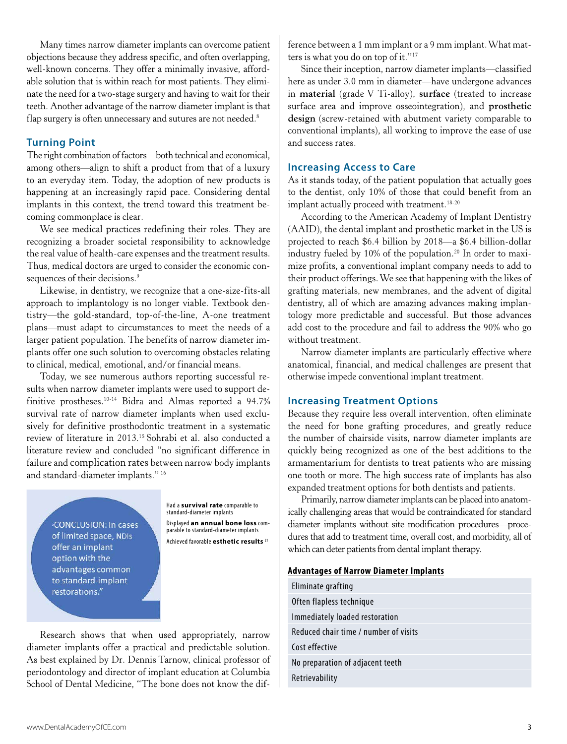Many times narrow diameter implants can overcome patient objections because they address specific, and often overlapping, well-known concerns. They offer a minimally invasive, affordable solution that is within reach for most patients. They eliminate the need for a two-stage surgery and having to wait for their teeth. Another advantage of the narrow diameter implant is that flap surgery is often unnecessary and sutures are not needed.[8]

## Turning Point

The right combination of factors—both technical and economical, among others—align to shift a product from that of a luxury to an everyday item. Today, the adoption of new products is happening at an increasingly rapid pace. Considering dental implants in this context, the trend toward this treatment becoming commonplace is clear.

We see medical practices redefining their roles. They are recognizing a broader societal responsibility to acknowledge the real value of health-care expenses and the treatment results. Thus, medical doctors are urged to consider the economic consequences of their decisions.[9]

Likewise, in dentistry, we recognize that a one-size-fits-all approach to implantology is no longer viable. Textbook dentistry—the gold-standard, top-of-the-line, A-one treatment plans—must adapt to circumstances to meet the needs of a larger patient population. The benefits of narrow diameter implants offer one such solution to overcoming obstacles relating to clinical, medical, emotional, and/or financial means.

Today, we see numerous authors reporting successful results when narrow diameter implants were used to support definitive prostheses.[10-14] Bidra and Almas reported a 94.7% survival rate of narrow diameter implants when used exclusively for definitive prosthodontic treatment in a systematic review of literature in 2013.[15] Sohrabi et al. also conducted a literature review and concluded "no significant difference in failure and complication rates between narrow body implants and standard-diameter implants."[16]

"CONCLUSION: In cases of limited space, NDIs offer an implant option with the advantages common to standard-implant restorations."

Had a **survival rate** comparable to standard-diameter implants

Displayed **an annual bone loss** comparable to standard-diameter implants

Achieved favorable **esthetic results**[21]

Research shows that when used appropriately, narrow diameter implants offer a practical and predictable solution. As best explained by Dr. Dennis Tarnow, clinical professor of periodontology and director of implant education at Columbia School of Dental Medicine, "The bone does not know the difference between a 1 mm implant or a 9 mm implant. What matters is what you do on top of it."[17]

Since their inception, narrow diameter implants—classified here as under 3.0 mm in diameter—have undergone advances in **material** (grade V Ti-alloy), **surface** (treated to increase surface area and improve osseointegration), and **prosthetic design** (screw-retained with abutment variety comparable to conventional implants), all working to improve the ease of use and success rates.

## Increasing Access to Care

As it stands today, of the patient population that actually goes to the dentist, only 10% of those that could benefit from an implant actually proceed with treatment.[18-20]

According to the American Academy of Implant Dentistry (AAID), the dental implant and prosthetic market in the US is projected to reach $6.4 billion by 2018—a $6.4 billion-dollar industry fueled by 10% of the population.[20] In order to maximize profits, a conventional implant company needs to add to their product offerings. We see that happening with the likes of grafting materials, new membranes, and the advent of digital dentistry, all of which are amazing advances making implantology more predictable and successful. But those advances add cost to the procedure and fail to address the 90% who go without treatment.

Narrow diameter implants are particularly effective where anatomical, financial, and medical challenges are present that otherwise impede conventional implant treatment.

## Increasing Treatment Options

Because they require less overall intervention, often eliminate the need for bone grafting procedures, and greatly reduce the number of chairside visits, narrow diameter implants are quickly being recognized as one of the best additions to the armamentarium for dentists to treat patients who are missing one tooth or more. The high success rate of implants has also expanded treatment options for both dentists and patients.

Primarily, narrow diameter implants can be placed into anatomically challenging areas that would be contraindicated for standard diameter implants without site modification procedures—procedures that add to treatment time, overall cost, and morbidity, all of which can deter patients from dental implant therapy.

| Advantages of Narrow Diameter Implants |
| --- |
| Eliminate grafting |
| Often flapless technique |
| Immediately loaded restoration |
| Reduced chair time / number of visits |
| Cost effective |
| No preparation of adjacent teeth |
| Retrievability |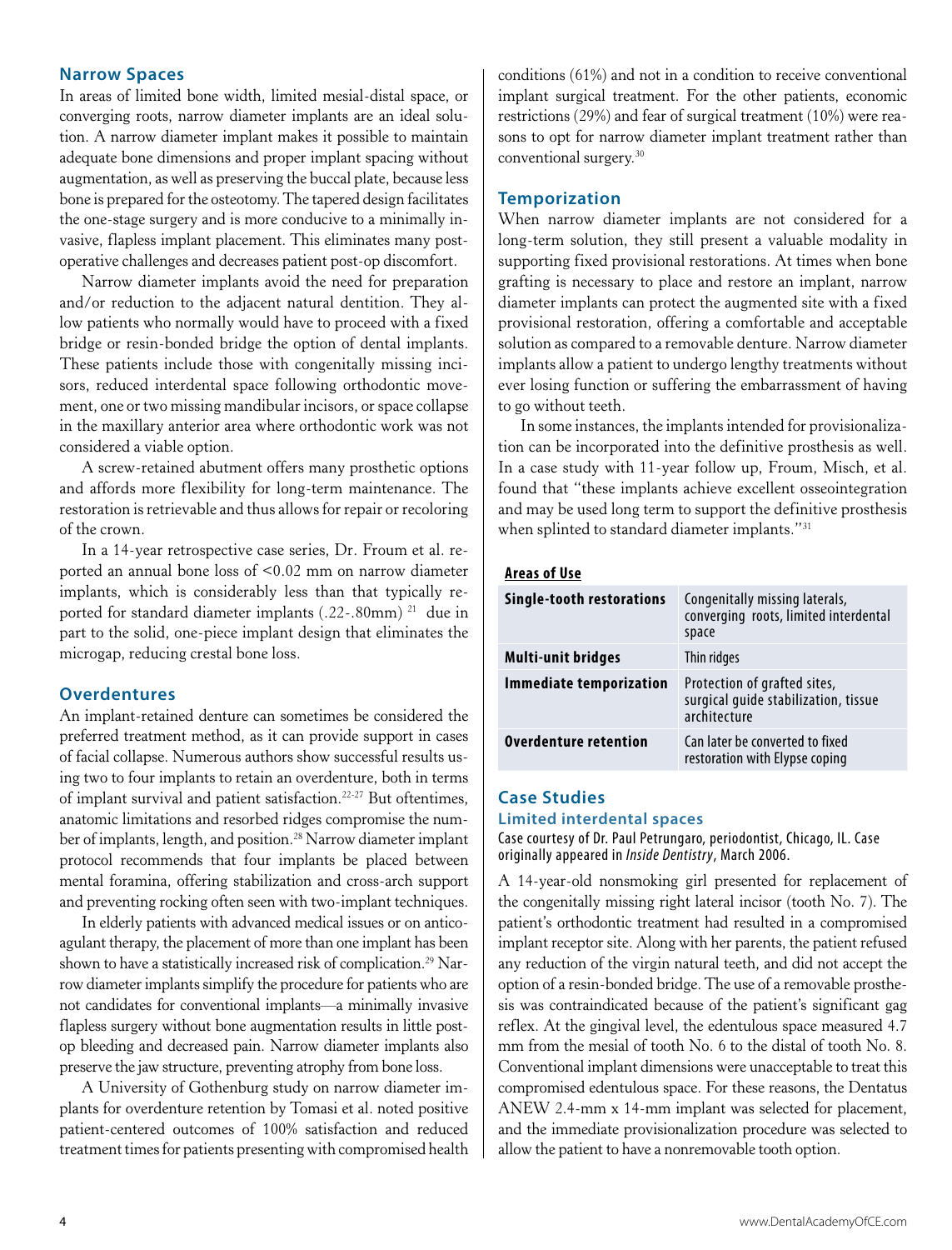## Narrow Spaces

In areas of limited bone width, limited mesial-distal space, or converging roots, narrow diameter implants are an ideal solution. A narrow diameter implant makes it possible to maintain adequate bone dimensions and proper implant spacing without augmentation, as well as preserving the buccal plate, because less bone is prepared for the osteotomy. The tapered design facilitates the one-stage surgery and is more conducive to a minimally invasive, flapless implant placement. This eliminates many post-operative challenges and decreases patient post-op discomfort.

Narrow diameter implants avoid the need for preparation and/or reduction to the adjacent natural dentition. They allow patients who normally would have to proceed with a fixed bridge or resin-bonded bridge the option of dental implants. These patients include those with congenitally missing incisors, reduced interdental space following orthodontic movement, one or two missing mandibular incisors, or space collapse in the maxillary anterior area where orthodontic work was not considered a viable option.

A screw-retained abutment offers many prosthetic options and affords more flexibility for long-term maintenance. The restoration is retrievable and thus allows for repair or recoloring of the crown.

In a 14-year retrospective case series, Dr. Froum et al. reported an annual bone loss of <0.02 mm on narrow diameter implants, which is considerably less than that typically reported for standard diameter implants (.22-.80mm) [21] due in part to the solid, one-piece implant design that eliminates the microgap, reducing crestal bone loss.

## Overdentures

An implant-retained denture can sometimes be considered the preferred treatment method, as it can provide support in cases of facial collapse. Numerous authors show successful results using two to four implants to retain an overdenture, both in terms of implant survival and patient satisfaction.[22-27] But oftentimes, anatomic limitations and resorbed ridges compromise the number of implants, length, and position.[28] Narrow diameter implant protocol recommends that four implants be placed between mental foramina, offering stabilization and cross-arch support and preventing rocking often seen with two-implant techniques.

In elderly patients with advanced medical issues or on anticoagulant therapy, the placement of more than one implant has been shown to have a statistically increased risk of complication.[29] Narrow diameter implants simplify the procedure for patients who are not candidates for conventional implants—a minimally invasive flapless surgery without bone augmentation results in little post-op bleeding and decreased pain. Narrow diameter implants also preserve the jaw structure, preventing atrophy from bone loss.

A University of Gothenburg study on narrow diameter implants for overdenture retention by Tomasi et al. noted positive patient-centered outcomes of 100% satisfaction and reduced treatment times for patients presenting with compromised health conditions (61%) and not in a condition to receive conventional implant surgical treatment. For the other patients, economic restrictions (29%) and fear of surgical treatment (10%) were reasons to opt for narrow diameter implant treatment rather than conventional surgery.[30]

## Temporization

When narrow diameter implants are not considered for a long-term solution, they still present a valuable modality in supporting fixed provisional restorations. At times when bone grafting is necessary to place and restore an implant, narrow diameter implants can protect the augmented site with a fixed provisional restoration, offering a comfortable and acceptable solution as compared to a removable denture. Narrow diameter implants allow a patient to undergo lengthy treatments without ever losing function or suffering the embarrassment of having to go without teeth.

In some instances, the implants intended for provisionalization can be incorporated into the definitive prosthesis as well. In a case study with 11-year follow up, Froum, Misch, et al. found that "these implants achieve excellent osseointegration and may be used long term to support the definitive prosthesis when splinted to standard diameter implants."[31]

**Areas of Use**

| | |
|---|---|
| **Single-tooth restorations** | Congenitally missing laterals, converging roots, limited interdental space |
| **Multi-unit bridges** | Thin ridges |
| **Immediate temporization** | Protection of grafted sites, surgical guide stabilization, tissue architecture |
| **Overdenture retention** | Can later be converted to fixed restoration with Elypse coping |

## Case Studies

### Limited interdental spaces

Case courtesy of Dr. Paul Petrungaro, periodontist, Chicago, IL. Case originally appeared in *Inside Dentistry*, March 2006.

A 14-year-old nonsmoking girl presented for replacement of the congenitally missing right lateral incisor (tooth No. 7). The patient's orthodontic treatment had resulted in a compromised implant receptor site. Along with her parents, the patient refused any reduction of the virgin natural teeth, and did not accept the option of a resin-bonded bridge. The use of a removable prosthesis was contraindicated because of the patient's significant gag reflex. At the gingival level, the edentulous space measured 4.7 mm from the mesial of tooth No. 6 to the distal of tooth No. 8. Conventional implant dimensions were unacceptable to treat this compromised edentulous space. For these reasons, the Dentatus ANEW 2.4-mm x 14-mm implant was selected for placement, and the immediate provisionalization procedure was selected to allow the patient to have a nonremovable tooth option.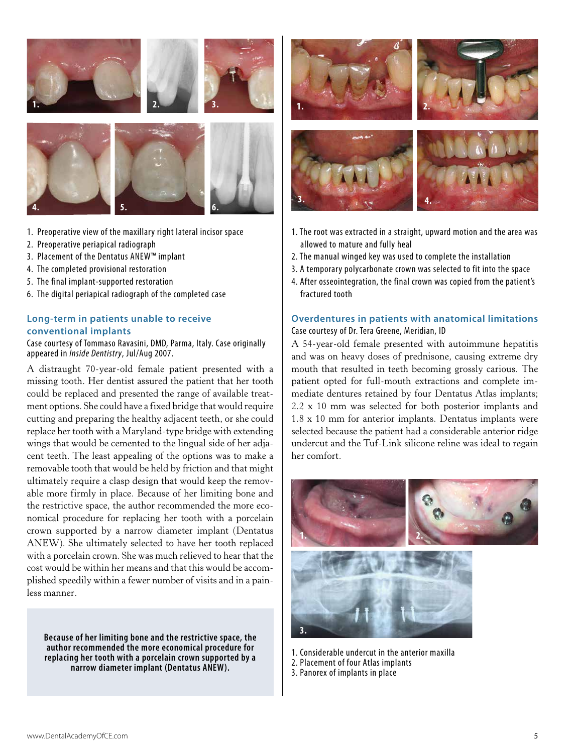1. Preoperative view of the maxillary right lateral incisor space
2. Preoperative periapical radiograph
3. Placement of the Dentatus ANEW™ implant
4. The completed provisional restoration
5. The final implant-supported restoration
6. The digital periapical radiograph of the completed case

## Long-term in patients unable to receive conventional implants

Case courtesy of Tommaso Ravasini, DMD, Parma, Italy. Case originally appeared in *Inside Dentistry*, Jul/Aug 2007.

A distraught 70-year-old female patient presented with a missing tooth. Her dentist assured the patient that her tooth could be replaced and presented the range of available treatment options. She could have a fixed bridge that would require cutting and preparing the healthy adjacent teeth, or she could replace her tooth with a Maryland-type bridge with extending wings that would be cemented to the lingual side of her adjacent teeth. The least appealing of the options was to make a removable tooth that would be held by friction and that might ultimately require a clasp design that would keep the removable more firmly in place. Because of her limiting bone and the restrictive space, the author recommended the more economical procedure for replacing her tooth with a porcelain crown supported by a narrow diameter implant (Dentatus ANEW). She ultimately selected to have her tooth replaced with a porcelain crown. She was much relieved to hear that the cost would be within her means and that this would be accomplished speedily within a fewer number of visits and in a painless manner.

**Because of her limiting bone and the restrictive space, the author recommended the more economical procedure for replacing her tooth with a porcelain crown supported by a narrow diameter implant (Dentatus ANEW).**

1. The root was extracted in a straight, upward motion and the area was allowed to mature and fully heal
2. The manual winged key was used to complete the installation
3. A temporary polycarbonate crown was selected to fit into the space
4. After osseointegration, the final crown was copied from the patient's fractured tooth

## Overdentures in patients with anatomical limitations

Case courtesy of Dr. Tera Greene, Meridian, ID

A 54-year-old female presented with autoimmune hepatitis and was on heavy doses of prednisone, causing extreme dry mouth that resulted in teeth becoming grossly carious. The patient opted for full-mouth extractions and complete immediate dentures retained by four Dentatus Atlas implants; 2.2 x 10 mm was selected for both posterior implants and 1.8 x 10 mm for anterior implants. Dentatus implants were selected because the patient had a considerable anterior ridge undercut and the Tuf-Link silicone reline was ideal to regain her comfort.

1. Considerable undercut in the anterior maxilla
2. Placement of four Atlas implants
3. Panorex of implants in place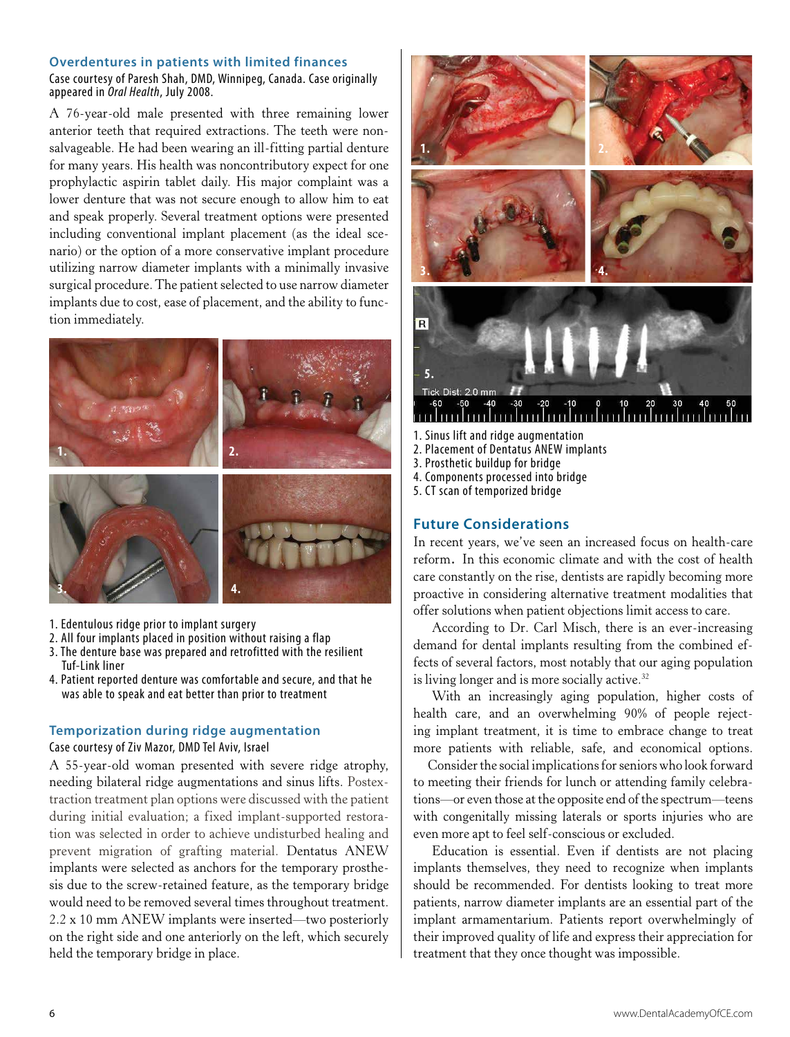### Overdentures in patients with limited finances

Case courtesy of Paresh Shah, DMD, Winnipeg, Canada. Case originally appeared in *Oral Health*, July 2008.

A 76-year-old male presented with three remaining lower anterior teeth that required extractions. The teeth were nonsalvageable. He had been wearing an ill-fitting partial denture for many years. His health was noncontributory expect for one prophylactic aspirin tablet daily. His major complaint was a lower denture that was not secure enough to allow him to eat and speak properly. Several treatment options were presented including conventional implant placement (as the ideal scenario) or the option of a more conservative implant procedure utilizing narrow diameter implants with a minimally invasive surgical procedure. The patient selected to use narrow diameter implants due to cost, ease of placement, and the ability to function immediately.

1. Edentulous ridge prior to implant surgery
2. All four implants placed in position without raising a flap
3. The denture base was prepared and retrofitted with the resilient Tuf-Link liner
4. Patient reported denture was comfortable and secure, and that he was able to speak and eat better than prior to treatment

### Temporization during ridge augmentation

Case courtesy of Ziv Mazor, DMD Tel Aviv, Israel

A 55-year-old woman presented with severe ridge atrophy, needing bilateral ridge augmentations and sinus lifts. Postextraction treatment plan options were discussed with the patient during initial evaluation; a fixed implant-supported restoration was selected in order to achieve undisturbed healing and prevent migration of grafting material. Dentatus ANEW implants were selected as anchors for the temporary prosthesis due to the screw-retained feature, as the temporary bridge would need to be removed several times throughout treatment. 2.2 x 10 mm ANEW implants were inserted—two posteriorly on the right side and one anteriorly on the left, which securely held the temporary bridge in place.

1. Sinus lift and ridge augmentation
2. Placement of Dentatus ANEW implants
3. Prosthetic buildup for bridge
4. Components processed into bridge
5. CT scan of temporized bridge

### Future Considerations

In recent years, we've seen an increased focus on health-care reform. In this economic climate and with the cost of health care constantly on the rise, dentists are rapidly becoming more proactive in considering alternative treatment modalities that offer solutions when patient objections limit access to care.

According to Dr. Carl Misch, there is an ever-increasing demand for dental implants resulting from the combined effects of several factors, most notably that our aging population is living longer and is more socially active.[32]

With an increasingly aging population, higher costs of health care, and an overwhelming 90% of people rejecting implant treatment, it is time to embrace change to treat more patients with reliable, safe, and economical options. Consider the social implications for seniors who look forward to meeting their friends for lunch or attending family celebrations—or even those at the opposite end of the spectrum—teens with congenitally missing laterals or sports injuries who are even more apt to feel self-conscious or excluded.

Education is essential. Even if dentists are not placing implants themselves, they need to recognize when implants should be recommended. For dentists looking to treat more patients, narrow diameter implants are an essential part of the implant armamentarium. Patients report overwhelmingly of their improved quality of life and express their appreciation for treatment that they once thought was impossible.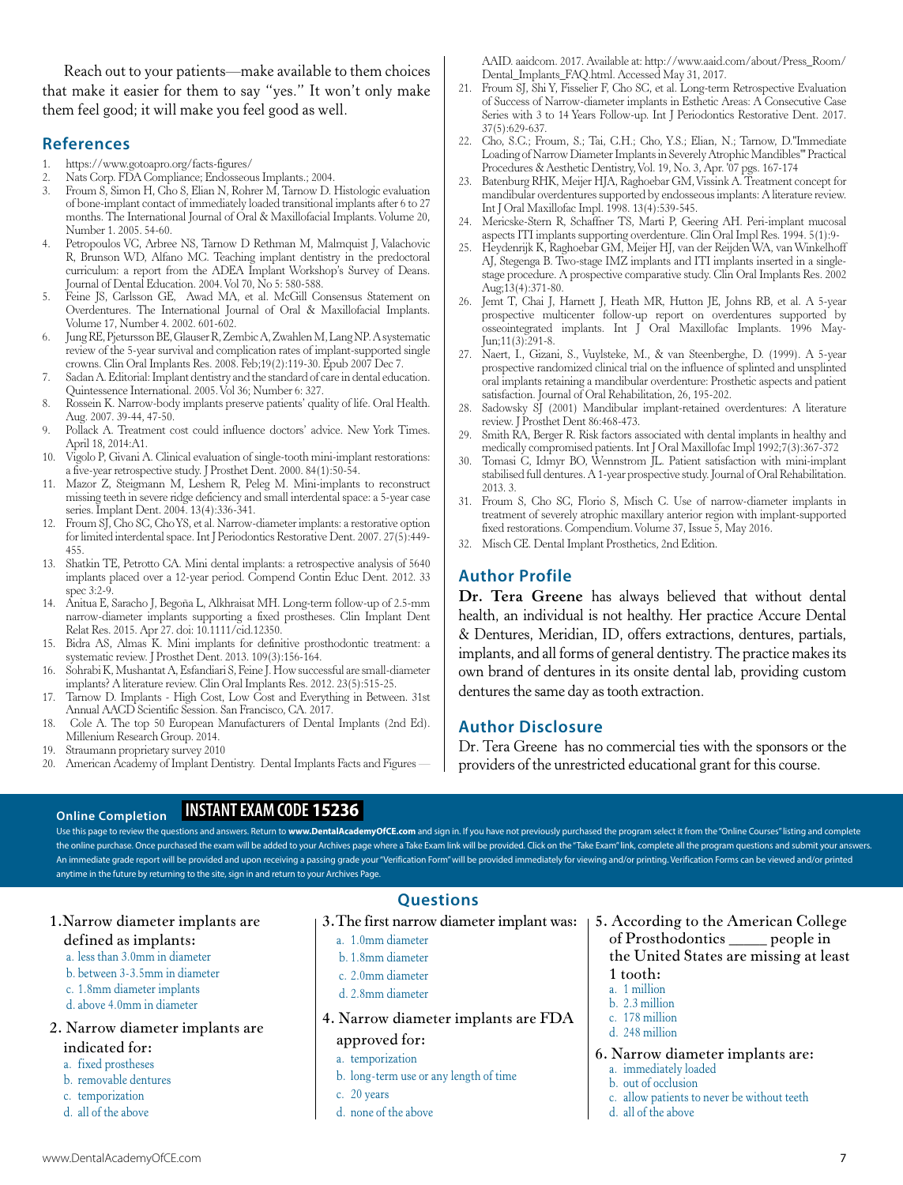Reach out to your patients—make available to them choices that make it easier for them to say "yes." It won't only make them feel good; it will make you feel good as well.

## References

1. https://www.gotoapro.org/facts-figures/
2. Nats Corp. FDA Compliance; Endosseous Implants.; 2004.
3. Froum S, Simon H, Cho S, Elian N, Rohrer M, Tarnow D. Histologic evaluation of bone-implant contact of immediately loaded transitional implants after 6 to 27 months. The International Journal of Oral & Maxillofacial Implants. Volume 20, Number 1. 2005. 54-60.
4. Petropoulos VC, Arbree NS, Tarnow D Rethman M, Malmquist J, Valachovic R, Brunson WD, Alfano MC. Teaching implant dentistry in the predoctoral curriculum: a report from the ADEA Implant Workshop's Survey of Deans. Journal of Dental Education. 2004. Vol 70, No 5: 580-588.
5. Feine JS, Carlsson GE, Awad MA, et al. McGill Consensus Statement on Overdentures. The International Journal of Oral & Maxillofacial Implants. Volume 17, Number 4. 2002. 601-602.
6. Jung RE, Pjetursson BE, Glauser R, Zembic A, Zwahlen M, Lang NP. A systematic review of the 5-year survival and complication rates of implant-supported single crowns. Clin Oral Implants Res. 2008. Feb;19(2):119-30. Epub 2007 Dec 7.
7. Sadan A. Editorial: Implant dentistry and the standard of care in dental education. Quintessence International. 2005. Vol 36; Number 6: 327.
8. Rossein K. Narrow-body implants preserve patients' quality of life. Oral Health. Aug. 2007. 39-44, 47-50.
9. Pollack A. Treatment cost could influence doctors' advice. New York Times. April 18, 2014:A1.
10. Vigolo P, Givani A. Clinical evaluation of single-tooth mini-implant restorations: a five-year retrospective study. J Prosthet Dent. 2000. 84(1):50-54.
11. Mazor Z, Steigmann M, Leshem R, Peleg M. Mini-implants to reconstruct missing teeth in severe ridge deficiency and small interdental space: a 5-year case series. Implant Dent. 2004. 13(4):336-341.
12. Froum SJ, Cho SC, Cho YS, et al. Narrow-diameter implants: a restorative option for limited interdental space. Int J Periodontics Restorative Dent. 2007. 27(5):449-455.
13. Shatkin TE, Petrotto CA. Mini dental implants: a retrospective analysis of 5640 implants placed over a 12-year period. Compend Contin Educ Dent. 2012. 33 spec 3:2-9.
14. Anitua E, Saracho J, Begoña L, Alkhraisat MH. Long-term follow-up of 2.5-mm narrow-diameter implants supporting a fixed prostheses. Clin Implant Dent Relat Res. 2015. Apr 27. doi: 10.1111/cid.12350.
15. Bidra AS, Almas K. Mini implants for definitive prosthodontic treatment: a systematic review. J Prosthet Dent. 2013. 109(3):156-164.
16. Sohrabi K, Mushantat A, Esfandiari S, Feine J. How successful are small-diameter implants? A literature review. Clin Oral Implants Res. 2012. 23(5):515-25.
17. Tarnow D. Implants - High Cost, Low Cost and Everything in Between. 31st Annual AACD Scientific Session. San Francisco, CA. 2017.
18. Cole A. The top 50 European Manufacturers of Dental Implants (2nd Ed). Millenium Research Group. 2014.
19. Straumann proprietary survey 2010
20. American Academy of Implant Dentistry. Dental Implants Facts and Figures — AAID. aaidcom. 2017. Available at: http://www.aaid.com/about/Press_Room/Dental_Implants_FAQ.html. Accessed May 31, 2017.
21. Froum SJ, Shi Y, Fisselier F, Cho SC, et al. Long-term Retrospective Evaluation of Success of Narrow-diameter implants in Esthetic Areas: A Consecutive Case Series with 3 to 14 Years Follow-up. Int J Periodontics Restorative Dent. 2017. 37(5):629-637.
22. Cho, S.C.; Froum, S.; Tai, C.H.; Cho, Y.S.; Elian, N.; Tarnow, D."Immediate Loading of Narrow Diameter Implants in Severely Atrophic Mandibles'" Practical Procedures & Aesthetic Dentistry, Vol. 19, No. 3, Apr. '07 pgs. 167-174
23. Batenburg RHK, Meijer HJA, Raghoebar GM, Vissink A. Treatment concept for mandibular overdentures supported by endosseous implants: A literature review. Int J Oral Maxillofac Impl. 1998. 13(4):539-545.
24. Mericske-Stern R, Schaffner TS, Marti P, Geering AH. Peri-implant mucosal aspects ITI implants supporting overdenture. Clin Oral Impl Res. 1994. 5(1):9-
25. Heydenrijk K, Raghoebar GM, Meijer HJ, van der Reijden WA, van Winkelhoff AJ, Stegenga B. Two-stage IMZ implants and ITI implants inserted in a single-stage procedure. A prospective comparative study. Clin Oral Implants Res. 2002 Aug;13(4):371-80.
26. Jemt T, Chai J, Harnett J, Heath MR, Hutton JE, Johns RB, et al. A 5-year prospective multicenter follow-up report on overdentures supported by osseointegrated implants. Int J Oral Maxillofac Implants. 1996 May-Jun;11(3):291-8.
27. Naert, I., Gizani, S., Vuylsteke, M., & van Steenberghe, D. (1999). A 5-year prospective randomized clinical trial on the influence of splinted and unsplinted oral implants retaining a mandibular overdenture: Prosthetic aspects and patient satisfaction. Journal of Oral Rehabilitation, 26, 195-202.
28. Sadowsky SJ (2001) Mandibular implant-retained overdentures: A literature review. J Prosthet Dent 86:468-473.
29. Smith RA, Berger R. Risk factors associated with dental implants in healthy and medically compromised patients. Int J Oral Maxillofac Impl 1992;7(3):367-372
30. Tomasi C, Idmyr BO, Wennstrom JL. Patient satisfaction with mini-implant stabilised full dentures. A 1-year prospective study. Journal of Oral Rehabilitation. 2013. 3.
31. Froum S, Cho SC, Florio S, Misch C. Use of narrow-diameter implants in treatment of severely atrophic maxillary anterior region with implant-supported fixed restorations. Compendium. Volume 37, Issue 5, May 2016.
32. Misch CE. Dental Implant Prosthetics, 2nd Edition.

## Author Profile

**Dr. Tera Greene** has always believed that without dental health, an individual is not healthy. Her practice Accure Dental & Dentures, Meridian, ID, offers extractions, dentures, partials, implants, and all forms of general dentistry. The practice makes its own brand of dentures in its onsite dental lab, providing custom dentures the same day as tooth extraction.

## Author Disclosure

Dr. Tera Greene has no commercial ties with the sponsors or the providers of the unrestricted educational grant for this course.

**Online Completion** **INSTANT EXAM CODE 15236**

Use this page to review the questions and answers. Return to **www.DentalAcademyOfCE.com** and sign in. If you have not previously purchased the program select it from the "Online Courses" listing and complete the online purchase. Once purchased the exam will be added to your Archives page where a Take Exam link will be provided. Click on the "Take Exam" link, complete all the program questions and submit your answers. An immediate grade report will be provided and upon receiving a passing grade your "Verification Form" will be provided immediately for viewing and/or printing. Verification Forms can be viewed and/or printed anytime in the future by returning to the site, sign in and return to your Archives Page.

## Questions

1. Narrow diameter implants are defined as implants:
   - a. less than 3.0mm in diameter
   - b. between 3-3.5mm in diameter
   - c. 1.8mm diameter implants
   - d. above 4.0mm in diameter

2. Narrow diameter implants are indicated for:
   - a. fixed prostheses
   - b. removable dentures
   - c. temporization
   - d. all of the above

3. The first narrow diameter implant was:
   - a. 1.0mm diameter
   - b. 1.8mm diameter
   - c. 2.0mm diameter
   - d. 2.8mm diameter

4. Narrow diameter implants are FDA approved for:
   - a. temporization
   - b. long-term use or any length of time
   - c. 20 years
   - d. none of the above

5. According to the American College of Prosthodontics _____ people in the United States are missing at least 1 tooth:
   - a. 1 million
   - b. 2.3 million
   - c. 178 million
   - d. 248 million

6. Narrow diameter implants are:
   - a. immediately loaded
   - b. out of occlusion
   - c. allow patients to never be without teeth
   - d. all of the above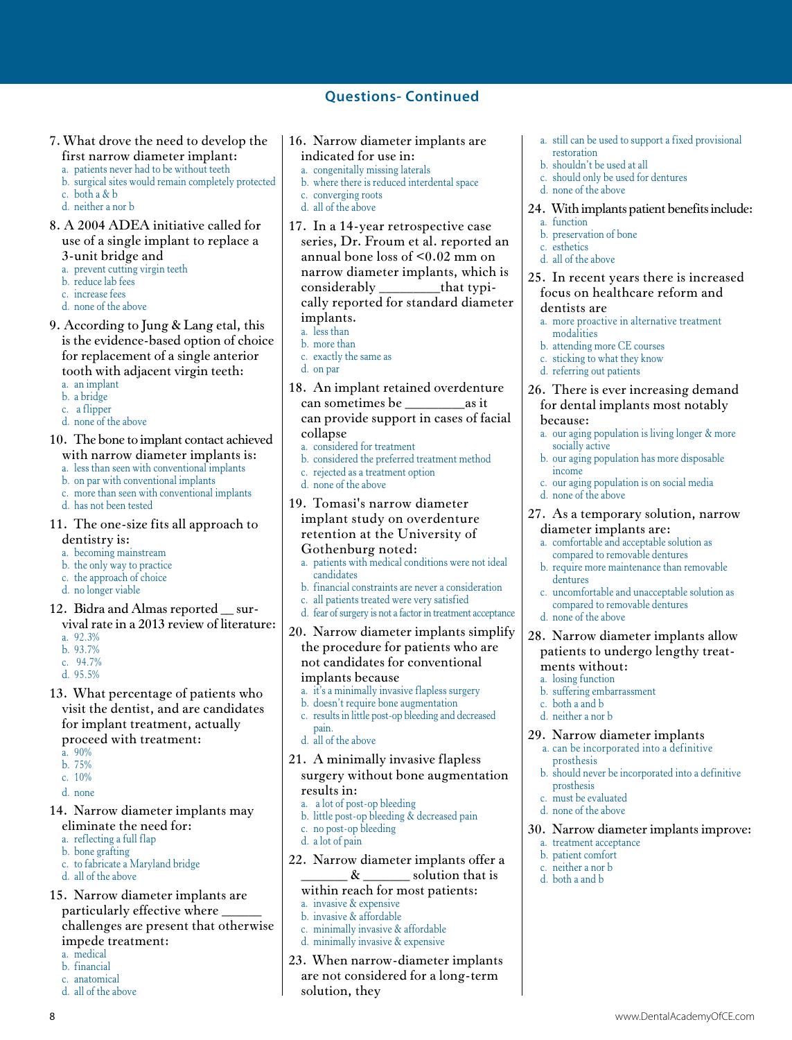## Questions- Continued

7. What drove the need to develop the first narrow diameter implant:
   a. patients never had to be without teeth
   b. surgical sites would remain completely protected
   c. both a & b
   d. neither a nor b

8. A 2004 ADEA initiative called for use of a single implant to replace a 3-unit bridge and
   a. prevent cutting virgin teeth
   b. reduce lab fees
   c. increase fees
   d. none of the above

9. According to Jung & Lang etal, this is the evidence-based option of choice for replacement of a single anterior tooth with adjacent virgin teeth:
   a. an implant
   b. a bridge
   c. a flipper
   d. none of the above

10. The bone to implant contact achieved with narrow diameter implants is:
    a. less than seen with conventional implants
    b. on par with conventional implants
    c. more than seen with conventional implants
    d. has not been tested

11. The one-size fits all approach to dentistry is:
    a. becoming mainstream
    b. the only way to practice
    c. the approach of choice
    d. no longer viable

12. Bidra and Almas reported __ survival rate in a 2013 review of literature:
    a. 92.3%
    b. 93.7%
    c. 94.7%
    d. 95.5%

13. What percentage of patients who visit the dentist, and are candidates for implant treatment, actually proceed with treatment:
    a. 90%
    b. 75%
    c. 10%
    d. none

14. Narrow diameter implants may eliminate the need for:
    a. reflecting a full flap
    b. bone grafting
    c. to fabricate a Maryland bridge
    d. all of the above

15. Narrow diameter implants are particularly effective where ______ challenges are present that otherwise impede treatment:
    a. medical
    b. financial
    c. anatomical
    d. all of the above

16. Narrow diameter implants are indicated for use in:
    a. congenitally missing laterals
    b. where there is reduced interdental space
    c. converging roots
    d. all of the above

17. In a 14-year retrospective case series, Dr. Froum et al. reported an annual bone loss of <0.02 mm on narrow diameter implants, which is considerably _________that typically reported for standard diameter implants.
    a. less than
    b. more than
    c. exactly the same as
    d. on par

18. An implant retained overdenture can sometimes be _________as it can provide support in cases of facial collapse
    a. considered for treatment
    b. considered the preferred treatment method
    c. rejected as a treatment option
    d. none of the above

19. Tomasi's narrow diameter implant study on overdenture retention at the University of Gothenburg noted:
    a. patients with medical conditions were not ideal candidates
    b. financial constraints are never a consideration
    c. all patients treated were very satisfied
    d. fear of surgery is not a factor in treatment acceptance

20. Narrow diameter implants simplify the procedure for patients who are not candidates for conventional implants because
    a. it's a minimally invasive flapless surgery
    b. doesn't require bone augmentation
    c. results in little post-op bleeding and decreased pain.
    d. all of the above

21. A minimally invasive flapless surgery without bone augmentation results in:
    a. a lot of post-op bleeding
    b. little post-op bleeding & decreased pain
    c. no post-op bleeding
    d. a lot of pain

22. Narrow diameter implants offer a _______ & _______ solution that is within reach for most patients:
    a. invasive & expensive
    b. invasive & affordable
    c. minimally invasive & affordable
    d. minimally invasive & expensive

23. When narrow-diameter implants are not considered for a long-term solution, they
    a. still can be used to support a fixed provisional restoration
    b. shouldn't be used at all
    c. should only be used for dentures
    d. none of the above

24. With implants patient benefits include:
    a. function
    b. preservation of bone
    c. esthetics
    d. all of the above

25. In recent years there is increased focus on healthcare reform and dentists are
    a. more proactive in alternative treatment modalities
    b. attending more CE courses
    c. sticking to what they know
    d. referring out patients

26. There is ever increasing demand for dental implants most notably because:
    a. our aging population is living longer & more socially active
    b. our aging population has more disposable income
    c. our aging population is on social media
    d. none of the above

27. As a temporary solution, narrow diameter implants are:
    a. comfortable and acceptable solution as compared to removable dentures
    b. require more maintenance than removable dentures
    c. uncomfortable and unacceptable solution as compared to removable dentures
    d. none of the above

28. Narrow diameter implants allow patients to undergo lengthy treatments without:
    a. losing function
    b. suffering embarrassment
    c. both a and b
    d. neither a nor b

29. Narrow diameter implants
    a. can be incorporated into a definitive prosthesis
    b. should never be incorporated into a definitive prosthesis
    c. must be evaluated
    d. none of the above

30. Narrow diameter implants improve:
    a. treatment acceptance
    b. patient comfort
    c. neither a nor b
    d. both a and b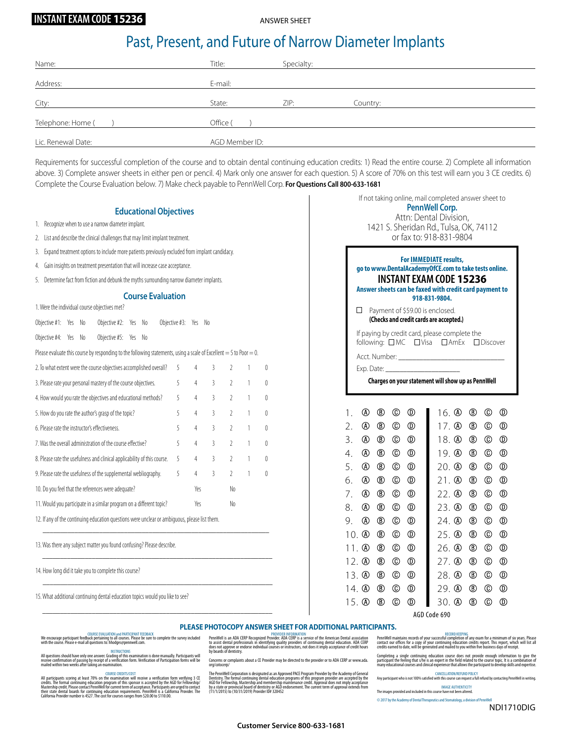**INSTANT EXAM CODE 15236**

ANSWER SHEET

# Past, Present, and Future of Narrow Diameter Implants

Name: Title: Specialty:

Address: E-mail:

City: State: ZIP: Country:

Telephone: Home ( ) Office ( )

Lic. Renewal Date: AGD Member ID:

Requirements for successful completion of the course and to obtain dental continuing education credits: 1) Read the entire course. 2) Complete all information above. 3) Complete answer sheets in either pen or pencil. 4) Mark only one answer for each question. 5) A score of 70% on this test will earn you 3 CE credits. 6) Complete the Course Evaluation below. 7) Make check payable to PennWell Corp. **For Questions Call 800-633-1681**

## Educational Objectives

1. Recognize when to use a narrow diameter implant.
2. List and describe the clinical challenges that may limit implant treatment.
3. Expand treatment options to include more patients previously excluded from implant candidacy.
4. Gain insights on treatment presentation that will increase case acceptance.
5. Determine fact from fiction and debunk the myths surrounding narrow diameter implants.

## Course Evaluation

1. Were the individual course objectives met?

Objective #1: Yes No Objective #2: Yes No Objective #3: Yes No

Objective #4: Yes No Objective #5: Yes No

Please evaluate this course by responding to the following statements, using a scale of Excellent = 5 to Poor = 0.

| | | | | | | |
|---|---|---|---|---|---|---|
| 2. To what extent were the course objectives accomplished overall? | 5 | 4 | 3 | 2 | 1 | 0 |
| 3. Please rate your personal mastery of the course objectives. | 5 | 4 | 3 | 2 | 1 | 0 |
| 4. How would you rate the objectives and educational methods? | 5 | 4 | 3 | 2 | 1 | 0 |
| 5. How do you rate the author's grasp of the topic? | 5 | 4 | 3 | 2 | 1 | 0 |
| 6. Please rate the instructor's effectiveness. | 5 | 4 | 3 | 2 | 1 | 0 |
| 7. Was the overall administration of the course effective? | 5 | 4 | 3 | 2 | 1 | 0 |
| 8. Please rate the usefulness and clinical applicability of this course. | 5 | 4 | 3 | 2 | 1 | 0 |
| 9. Please rate the usefulness of the supplemental webliography. | 5 | 4 | 3 | 2 | 1 | 0 |

10. Do you feel that the references were adequate? Yes No

11. Would you participate in a similar program on a different topic? Yes No

12. If any of the continuing education questions were unclear or ambiguous, please list them.

13. Was there any subject matter you found confusing? Please describe.

14. How long did it take you to complete this course?

15. What additional continuing dental education topics would you like to see?

If not taking online, mail completed answer sheet to
**PennWell Corp.**
Attn: Dental Division,
1421 S. Sheridan Rd., Tulsa, OK, 74112
or fax to: 918-831-9804

**For IMMEDIATE results,**
**go to www.DentalAcademyOfCE.com to take tests online.**
**INSTANT EXAM CODE 15236**
**Answer sheets can be faxed with credit card payment to 918-831-9804.**

☐ Payment of $59.00 is enclosed.
**(Checks and credit cards are accepted.)**

If paying by credit card, please complete the following: ☐ MC ☐ Visa ☐ AmEx ☐ Discover

Acct. Number: ______________________

Exp. Date: ______________________

**Charges on your statement will show up as PennWell**

| | | | | | | | | | |
|---|---|---|---|---|---|---|---|---|---|
| 1. | Ⓐ | Ⓑ | Ⓒ | Ⓓ | 16. | Ⓐ | Ⓑ | Ⓒ | Ⓓ |
| 2. | Ⓐ | Ⓑ | Ⓒ | Ⓓ | 17. | Ⓐ | Ⓑ | Ⓒ | Ⓓ |
| 3. | Ⓐ | Ⓑ | Ⓒ | Ⓓ | 18. | Ⓐ | Ⓑ | Ⓒ | Ⓓ |
| 4. | Ⓐ | Ⓑ | Ⓒ | Ⓓ | 19. | Ⓐ | Ⓑ | Ⓒ | Ⓓ |
| 5. | Ⓐ | Ⓑ | Ⓒ | Ⓓ | 20. | Ⓐ | Ⓑ | Ⓒ | Ⓓ |
| 6. | Ⓐ | Ⓑ | Ⓒ | Ⓓ | 21. | Ⓐ | Ⓑ | Ⓒ | Ⓓ |
| 7. | Ⓐ | Ⓑ | Ⓒ | Ⓓ | 22. | Ⓐ | Ⓑ | Ⓒ | Ⓓ |
| 8. | Ⓐ | Ⓑ | Ⓒ | Ⓓ | 23. | Ⓐ | Ⓑ | Ⓒ | Ⓓ |
| 9. | Ⓐ | Ⓑ | Ⓒ | Ⓓ | 24. | Ⓐ | Ⓑ | Ⓒ | Ⓓ |
| 10. | Ⓐ | Ⓑ | Ⓒ | Ⓓ | 25. | Ⓐ | Ⓑ | Ⓒ | Ⓓ |
| 11. | Ⓐ | Ⓑ | Ⓒ | Ⓓ | 26. | Ⓐ | Ⓑ | Ⓒ | Ⓓ |
| 12. | Ⓐ | Ⓑ | Ⓒ | Ⓓ | 27. | Ⓐ | Ⓑ | Ⓒ | Ⓓ |
| 13. | Ⓐ | Ⓑ | Ⓒ | Ⓓ | 28. | Ⓐ | Ⓑ | Ⓒ | Ⓓ |
| 14. | Ⓐ | Ⓑ | Ⓒ | Ⓓ | 29. | Ⓐ | Ⓑ | Ⓒ | Ⓓ |
| 15. | Ⓐ | Ⓑ | Ⓒ | Ⓓ | 30. | Ⓐ | Ⓑ | Ⓒ | Ⓓ |

AGD Code 690

**PLEASE PHOTOCOPY ANSWER SHEET FOR ADDITIONAL PARTICIPANTS.**

COURSE EVALUATION and PARTICIPANT FEEDBACK
We encourage participant feedback pertaining to all courses. Please be sure to complete the survey included with the course. Please e-mail all questions to: hhodges@pennwell.com.

INSTRUCTIONS
All questions should have only one answer. Grading of this examination is done manually. Participants will receive confirmation of passing by receipt of a verification form. Verification of Participation forms will be mailed within two weeks after taking an examination.

COURSE CREDITS/COST
All participants scoring at least 70% on the examination will receive a verification form verifying 3 CE credits. The formal continuing education program of this sponsor is accepted by the AGD for Fellowship/Mastership credit. Please contact PennWell for current term of acceptance. Participants are urged to contact their state dental boards for continuing education requirements. PennWell is a California Provider. The California Provider number is 4527. The cost for courses ranges from $20.00 to $110.00.

PROVIDER INFORMATION
PennWell is an ADA CERP Recognized Provider. ADA CERP is a service of the American Dental association to assist dental professionals in identifying quality providers of continuing dental education. ADA CERP does not approve or endorse individual courses or instructors, not does it imply acceptance of credit hours by boards of dentistry.

Concerns or complaints about a CE Provider may be directed to the provider or to ADA CERP ar www.ada.org/cotocerp/

The PennWell Corporation is designated as an Approved PACE Program Provider by the Academy of General Dentistry. The formal continuing dental education programs of this program provider are accepted by the AGD for Fellowship, Mastership and membership maintenance credit. Approval does not imply acceptance by a state or provincial board of dentistry or AGD endorsement. The current term of approval extends from (11/1/2015) to (10/31/2019) Provider ID# 320452

RECORD KEEPING
PennWell maintains records of your successful completion of any exam for a minimum of six years. Please contact our offices for a copy of your continuing education credits report. This report, which will list all credits earned to date, will be generated and mailed to you within five business days of receipt.

Completing a single continuing education course does not provide enough information to give the participant the feeling that s/he is an expert in the field related to the course topic. It is a combination of many educational courses and clinical experience that allows the participant to develop skills and expertise.

CANCELLATION/REFUND POLICY
Any participant who is not 100% satisfied with this course can request a full refund by contacting PennWell in writing.

IMAGE AUTHENTICITY
The images provided and included in this course have not been altered.

© 2017 by the Academy of Dental Therapeutics and Stomatology, a division of PennWell

NDI1710DIG

**Customer Service 800-633-1681**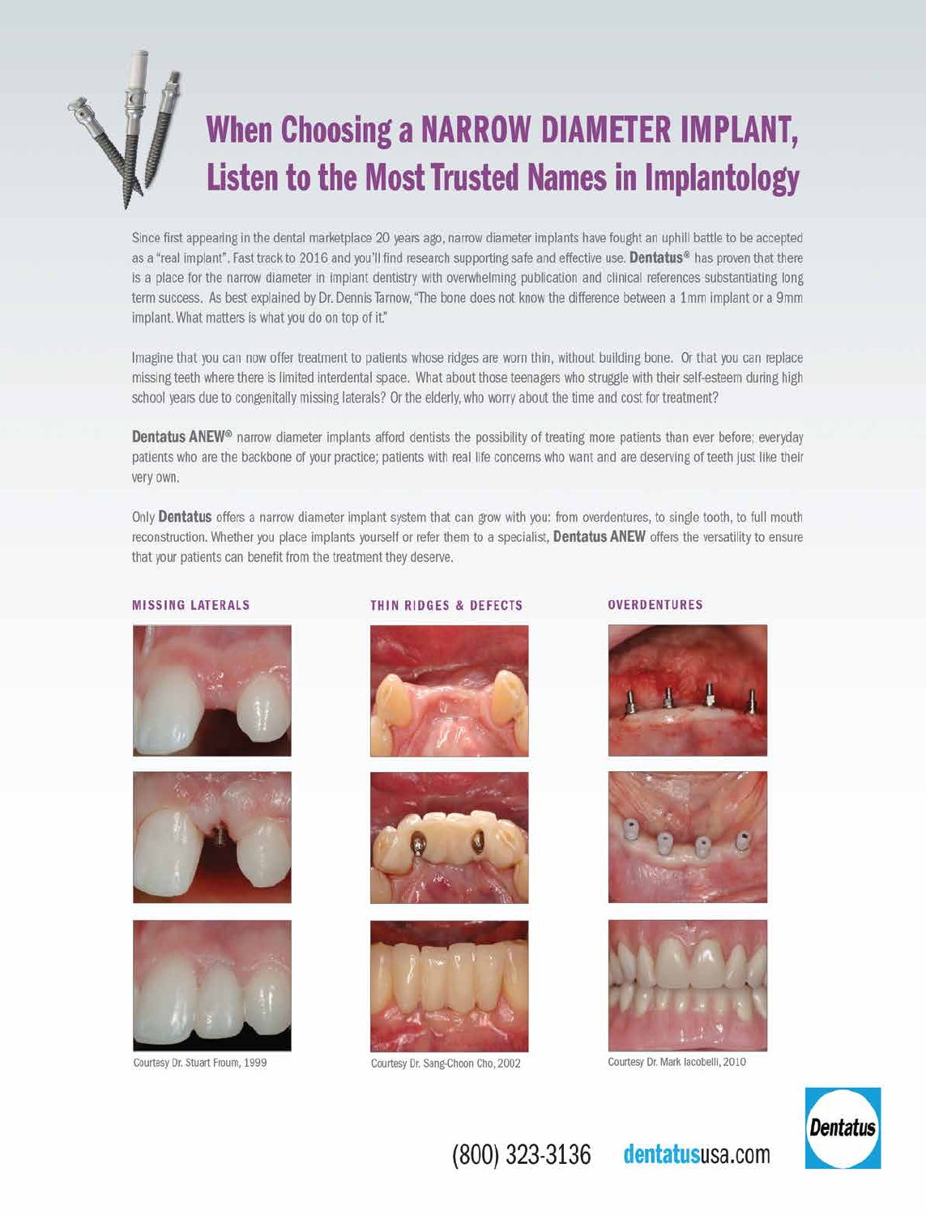# When Choosing a NARROW DIAMETER IMPLANT, Listen to the Most Trusted Names in Implantology

Since first appearing in the dental marketplace 20 years ago, narrow diameter implants have fought an uphill battle to be accepted as a "real implant". Fast track to 2016 and you'll find research supporting safe and effective use. **Dentatus®** has proven that there is a place for the narrow diameter in implant dentistry with overwhelming publication and clinical references substantiating long term success. As best explained by Dr. Dennis Tarnow, "The bone does not know the difference between a 1mm implant or a 9mm implant. What matters is what you do on top of it."

Imagine that you can now offer treatment to patients whose ridges are worn thin, without building bone. Or that you can replace missing teeth where there is limited interdental space. What about those teenagers who struggle with their self-esteem during high school years due to congenitally missing laterals? Or the elderly, who worry about the time and cost for treatment?

**Dentatus ANEW®** narrow diameter implants afford dentists the possibility of treating more patients than ever before; everyday patients who are the backbone of your practice; patients with real life concerns who want and are deserving of teeth just like their very own.

Only **Dentatus** offers a narrow diameter implant system that can grow with you: from overdentures, to single tooth, to full mouth reconstruction. Whether you place implants yourself or refer them to a specialist, **Dentatus ANEW** offers the versatility to ensure that your patients can benefit from the treatment they deserve.

**MISSING LATERALS**

Courtesy Dr. Stuart Froum, 1999

**THIN RIDGES & DEFECTS**

Courtesy Dr. Sang-Choon Cho, 2002

**OVERDENTURES**

Courtesy Dr. Mark Iacobelli, 2010

(800) 323-3136 dentatususa.com

Dentatus